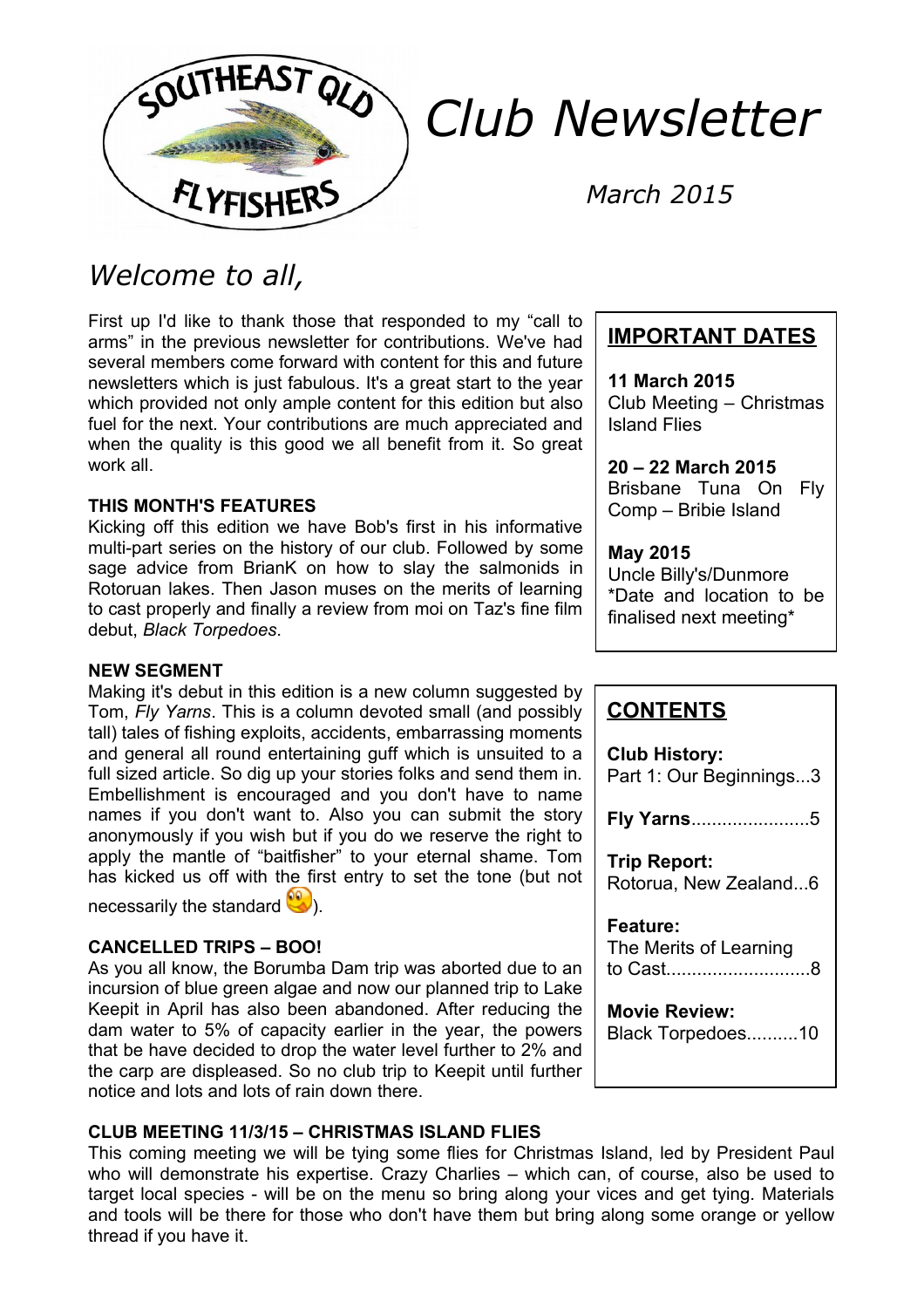SOUTHEAST QLD FLYFISHERS

# Club Newsletter

*March 2015*

## *Welcome to all,*

First up I'd like to thank those that responded to my "call to arms" in the previous newsletter for contributions. We've had several members come forward with content for this and future newsletters which is just fabulous. It's a great start to the year which provided not only ample content for this edition but also fuel for the next. Your contributions are much appreciated and when the quality is this good we all benefit from it. So great work all.

**THIS MONTH'S FEATURES**

Kicking off this edition we have Bob's first in his informative multi-part series on the history of our club. Followed by some sage advice from BrianK on how to slay the salmonids in Rotoruan lakes. Then Jason muses on the merits of learning to cast properly and finally a review from moi on Taz's fine film debut, *Black Torpedoes*.

**NEW SEGMENT**

Making it's debut in this edition is a new column suggested by Tom, *Fly Yarns*. This is a column devoted small (and possibly tall) tales of fishing exploits, accidents, embarrassing moments and general all round entertaining guff which is unsuited to a full sized article. So dig up your stories folks and send them in. Embellishment is encouraged and you don't have to name names if you don't want to. Also you can submit the story anonymously if you wish but if you do we reserve the right to apply the mantle of "baitfisher" to your eternal shame. Tom has kicked us off with the first entry to set the tone (but not necessarily the standard 😲).

**CANCELLED TRIPS – BOO!**

As you all know, the Borumba Dam trip was aborted due to an incursion of blue green algae and now our planned trip to Lake Keepit in April has also been abandoned. After reducing the dam water to 5% of capacity earlier in the year, the powers that be have decided to drop the water level further to 2% and the carp are displeased. So no club trip to Keepit until further notice and lots and lots of rain down there.

**IMPORTANT DATES**

**11 March 2015**
Club Meeting – Christmas Island Flies

**20 – 22 March 2015**
Brisbane Tuna On Fly Comp – Bribie Island

**May 2015**
Uncle Billy's/Dunmore
*Date and location to be finalised next meeting*

**CONTENTS**

**Club History:**
Part 1: Our Beginnings...3

**Fly Yarns**.......................5

**Trip Report:**
Rotorua, New Zealand...6

**Feature:**
The Merits of Learning to Cast............................8

**Movie Review:**
Black Torpedoes..........10

**CLUB MEETING 11/3/15 – CHRISTMAS ISLAND FLIES**

This coming meeting we will be tying some flies for Christmas Island, led by President Paul who will demonstrate his expertise. Crazy Charlies – which can, of course, also be used to target local species - will be on the menu so bring along your vices and get tying. Materials and tools will be there for those who don't have them but bring along some orange or yellow thread if you have it.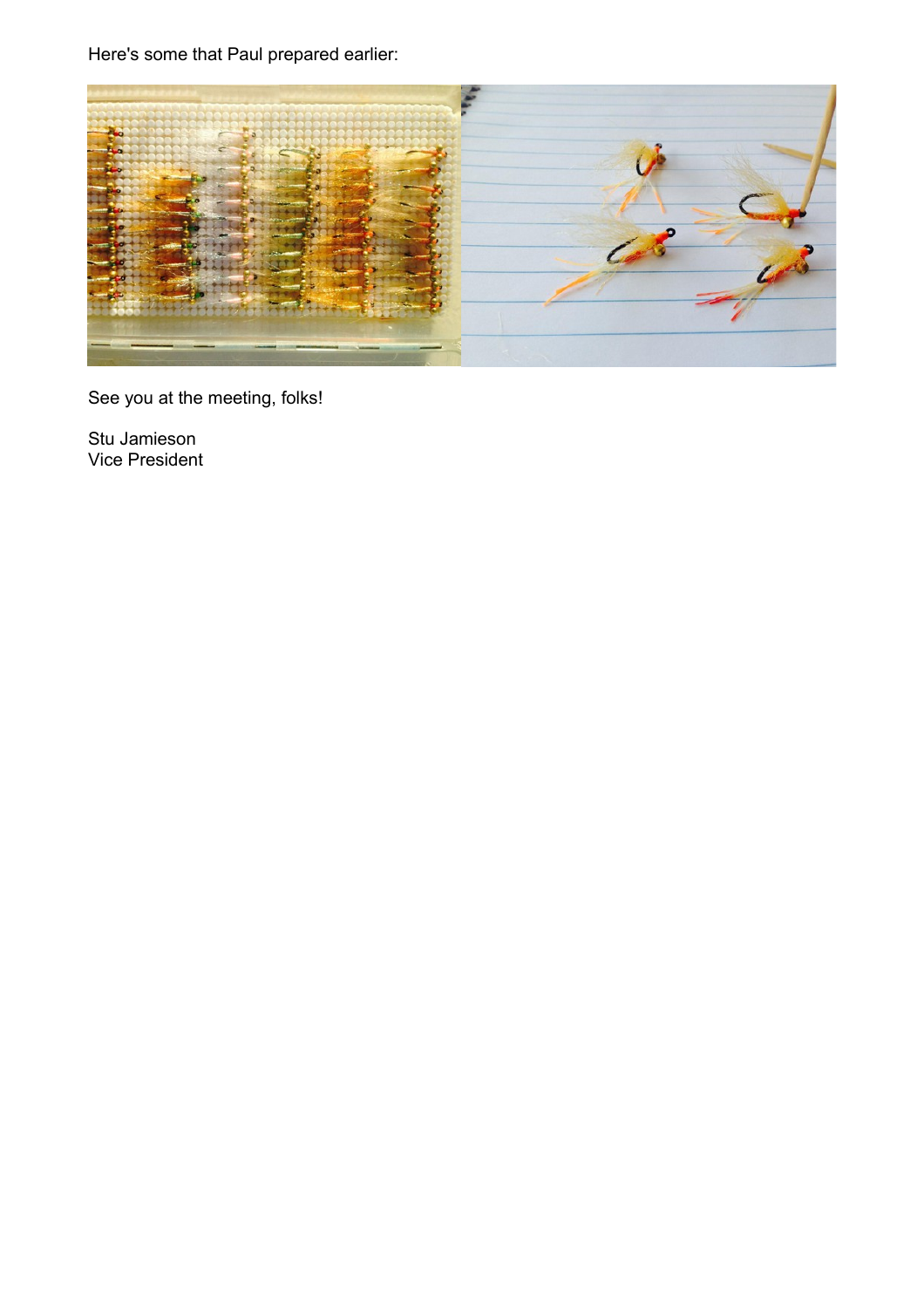Here's some that Paul prepared earlier:

See you at the meeting, folks!

Stu Jamieson
Vice President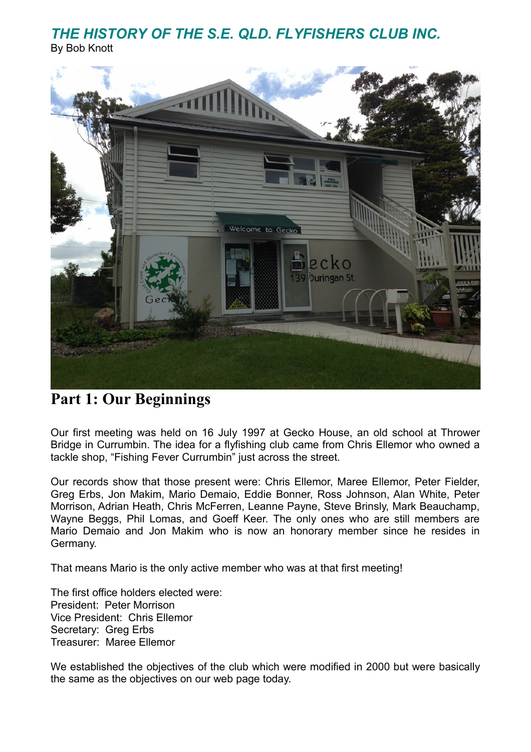# *THE HISTORY OF THE S.E. QLD. FLYFISHERS CLUB INC.*

By Bob Knott

## Part 1: Our Beginnings

Our first meeting was held on 16 July 1997 at Gecko House, an old school at Thrower Bridge in Currumbin. The idea for a flyfishing club came from Chris Ellemor who owned a tackle shop, "Fishing Fever Currumbin" just across the street.

Our records show that those present were: Chris Ellemor, Maree Ellemor, Peter Fielder, Greg Erbs, Jon Makim, Mario Demaio, Eddie Bonner, Ross Johnson, Alan White, Peter Morrison, Adrian Heath, Chris McFerren, Leanne Payne, Steve Brinsly, Mark Beauchamp, Wayne Beggs, Phil Lomas, and Goeff Keer. The only ones who are still members are Mario Demaio and Jon Makim who is now an honorary member since he resides in Germany.

That means Mario is the only active member who was at that first meeting!

The first office holders elected were:
President: Peter Morrison
Vice President: Chris Ellemor
Secretary: Greg Erbs
Treasurer: Maree Ellemor

We established the objectives of the club which were modified in 2000 but were basically the same as the objectives on our web page today.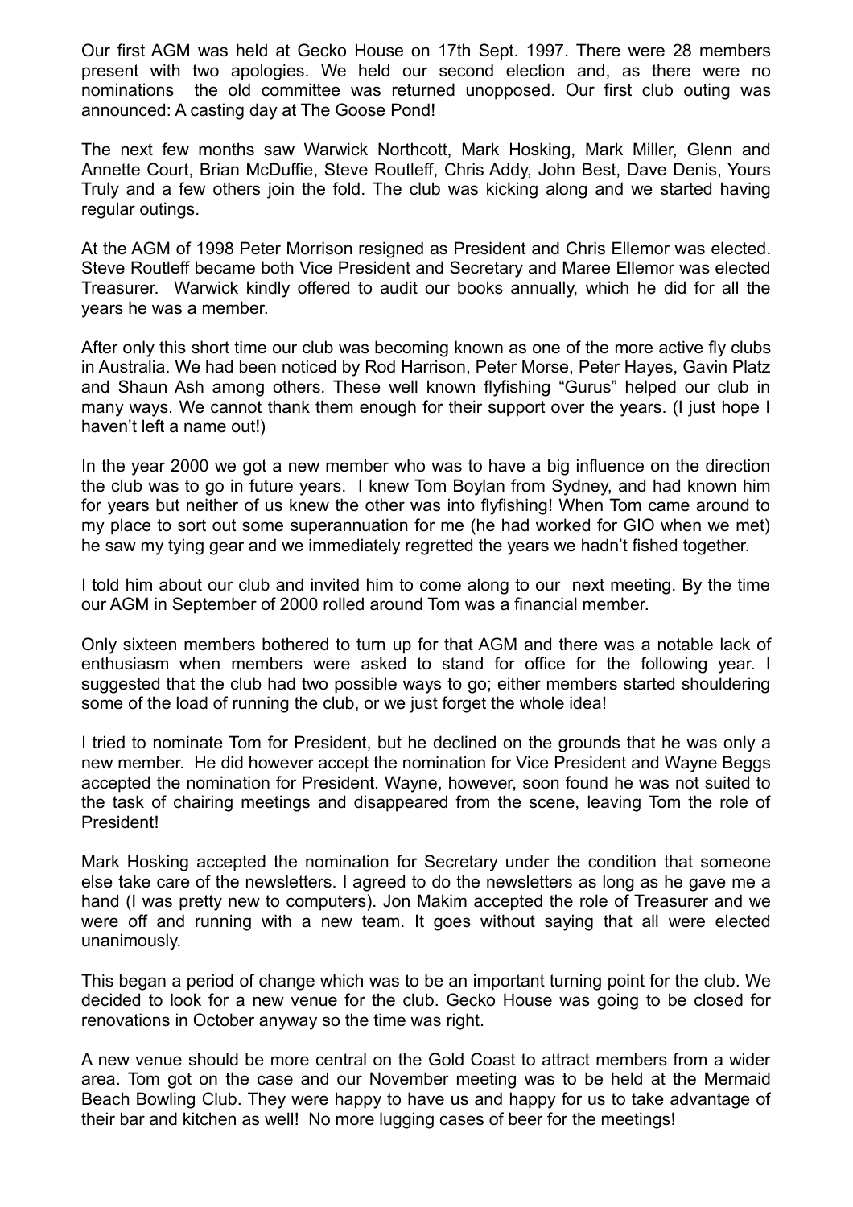Our first AGM was held at Gecko House on 17th Sept. 1997. There were 28 members present with two apologies. We held our second election and, as there were no nominations the old committee was returned unopposed. Our first club outing was announced: A casting day at The Goose Pond!

The next few months saw Warwick Northcott, Mark Hosking, Mark Miller, Glenn and Annette Court, Brian McDuffie, Steve Routleff, Chris Addy, John Best, Dave Denis, Yours Truly and a few others join the fold. The club was kicking along and we started having regular outings.

At the AGM of 1998 Peter Morrison resigned as President and Chris Ellemor was elected. Steve Routleff became both Vice President and Secretary and Maree Ellemor was elected Treasurer. Warwick kindly offered to audit our books annually, which he did for all the years he was a member.

After only this short time our club was becoming known as one of the more active fly clubs in Australia. We had been noticed by Rod Harrison, Peter Morse, Peter Hayes, Gavin Platz and Shaun Ash among others. These well known flyfishing "Gurus" helped our club in many ways. We cannot thank them enough for their support over the years. (I just hope I haven't left a name out!)

In the year 2000 we got a new member who was to have a big influence on the direction the club was to go in future years. I knew Tom Boylan from Sydney, and had known him for years but neither of us knew the other was into flyfishing! When Tom came around to my place to sort out some superannuation for me (he had worked for GIO when we met) he saw my tying gear and we immediately regretted the years we hadn't fished together.

I told him about our club and invited him to come along to our next meeting. By the time our AGM in September of 2000 rolled around Tom was a financial member.

Only sixteen members bothered to turn up for that AGM and there was a notable lack of enthusiasm when members were asked to stand for office for the following year. I suggested that the club had two possible ways to go; either members started shouldering some of the load of running the club, or we just forget the whole idea!

I tried to nominate Tom for President, but he declined on the grounds that he was only a new member. He did however accept the nomination for Vice President and Wayne Beggs accepted the nomination for President. Wayne, however, soon found he was not suited to the task of chairing meetings and disappeared from the scene, leaving Tom the role of President!

Mark Hosking accepted the nomination for Secretary under the condition that someone else take care of the newsletters. I agreed to do the newsletters as long as he gave me a hand (I was pretty new to computers). Jon Makim accepted the role of Treasurer and we were off and running with a new team. It goes without saying that all were elected unanimously.

This began a period of change which was to be an important turning point for the club. We decided to look for a new venue for the club. Gecko House was going to be closed for renovations in October anyway so the time was right.

A new venue should be more central on the Gold Coast to attract members from a wider area. Tom got on the case and our November meeting was to be held at the Mermaid Beach Bowling Club. They were happy to have us and happy for us to take advantage of their bar and kitchen as well! No more lugging cases of beer for the meetings!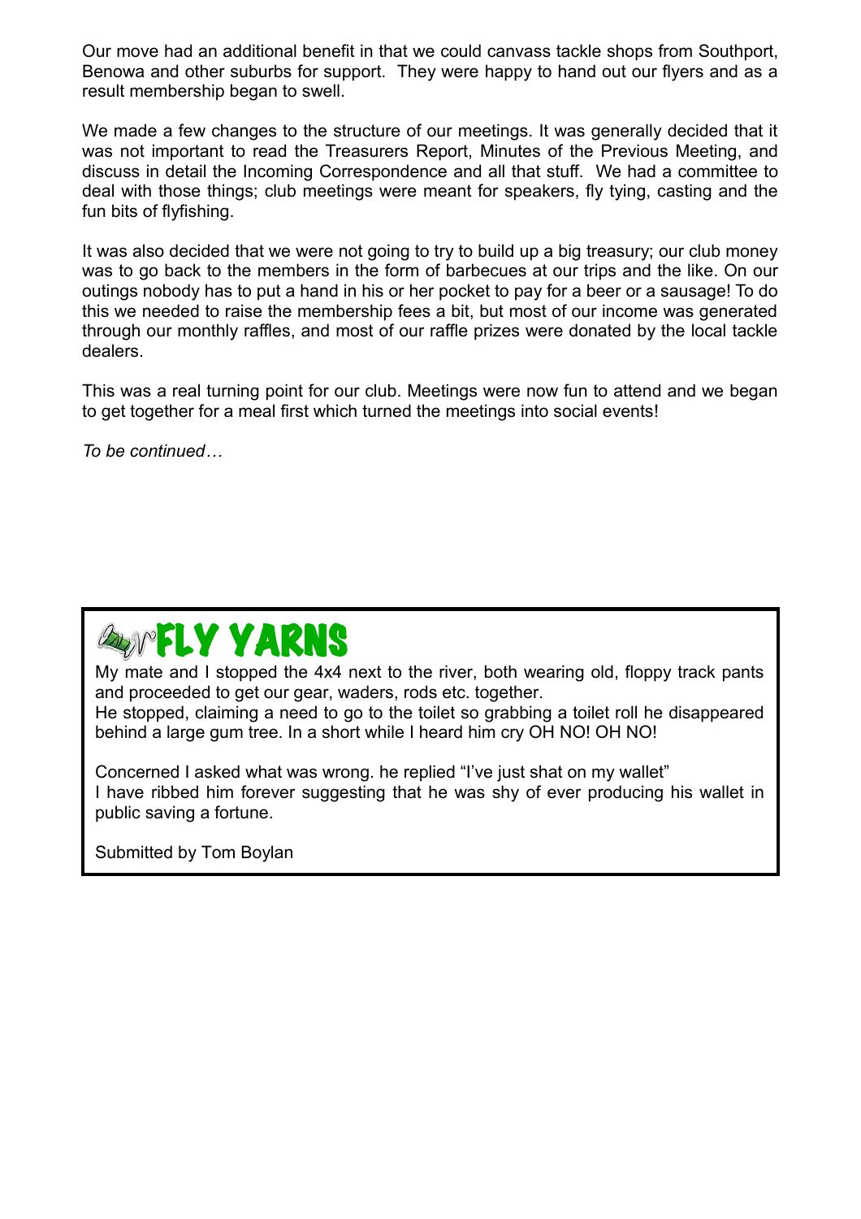Our move had an additional benefit in that we could canvass tackle shops from Southport, Benowa and other suburbs for support. They were happy to hand out our flyers and as a result membership began to swell.

We made a few changes to the structure of our meetings. It was generally decided that it was not important to read the Treasurers Report, Minutes of the Previous Meeting, and discuss in detail the Incoming Correspondence and all that stuff. We had a committee to deal with those things; club meetings were meant for speakers, fly tying, casting and the fun bits of flyfishing.

It was also decided that we were not going to try to build up a big treasury; our club money was to go back to the members in the form of barbecues at our trips and the like. On our outings nobody has to put a hand in his or her pocket to pay for a beer or a sausage! To do this we needed to raise the membership fees a bit, but most of our income was generated through our monthly raffles, and most of our raffle prizes were donated by the local tackle dealers.

This was a real turning point for our club. Meetings were now fun to attend and we began to get together for a meal first which turned the meetings into social events!

*To be continued…*

## FLY YARNS

My mate and I stopped the 4x4 next to the river, both wearing old, floppy track pants and proceeded to get our gear, waders, rods etc. together.
He stopped, claiming a need to go to the toilet so grabbing a toilet roll he disappeared behind a large gum tree. In a short while I heard him cry OH NO! OH NO!

Concerned I asked what was wrong. he replied "I've just shat on my wallet"
I have ribbed him forever suggesting that he was shy of ever producing his wallet in public saving a fortune.

Submitted by Tom Boylan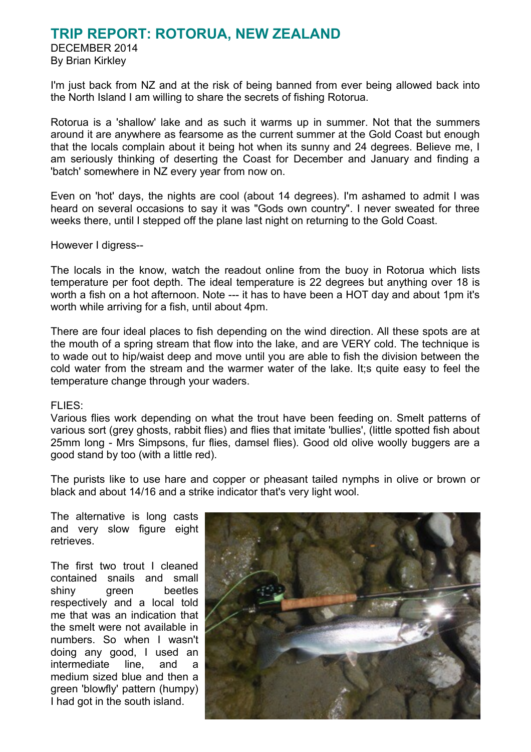# TRIP REPORT: ROTORUA, NEW ZEALAND

DECEMBER 2014
By Brian Kirkley

I'm just back from NZ and at the risk of being banned from ever being allowed back into the North Island I am willing to share the secrets of fishing Rotorua.

Rotorua is a 'shallow' lake and as such it warms up in summer. Not that the summers around it are anywhere as fearsome as the current summer at the Gold Coast but enough that the locals complain about it being hot when its sunny and 24 degrees. Believe me, I am seriously thinking of deserting the Coast for December and January and finding a 'batch' somewhere in NZ every year from now on.

Even on 'hot' days, the nights are cool (about 14 degrees). I'm ashamed to admit I was heard on several occasions to say it was "Gods own country". I never sweated for three weeks there, until I stepped off the plane last night on returning to the Gold Coast.

However I digress--

The locals in the know, watch the readout online from the buoy in Rotorua which lists temperature per foot depth. The ideal temperature is 22 degrees but anything over 18 is worth a fish on a hot afternoon. Note --- it has to have been a HOT day and about 1pm it's worth while arriving for a fish, until about 4pm.

There are four ideal places to fish depending on the wind direction. All these spots are at the mouth of a spring stream that flow into the lake, and are VERY cold. The technique is to wade out to hip/waist deep and move until you are able to fish the division between the cold water from the stream and the warmer water of the lake. It;s quite easy to feel the temperature change through your waders.

FLIES:
Various flies work depending on what the trout have been feeding on. Smelt patterns of various sort (grey ghosts, rabbit flies) and flies that imitate 'bullies', (little spotted fish about 25mm long - Mrs Simpsons, fur flies, damsel flies). Good old olive woolly buggers are a good stand by too (with a little red).

The purists like to use hare and copper or pheasant tailed nymphs in olive or brown or black and about 14/16 and a strike indicator that's very light wool.

The alternative is long casts and very slow figure eight retrieves.

The first two trout I cleaned contained snails and small shiny green beetles respectively and a local told me that was an indication that the smelt were not available in numbers. So when I wasn't doing any good, I used an intermediate line, and a medium sized blue and then a green 'blowfly' pattern (humpy) I had got in the south island.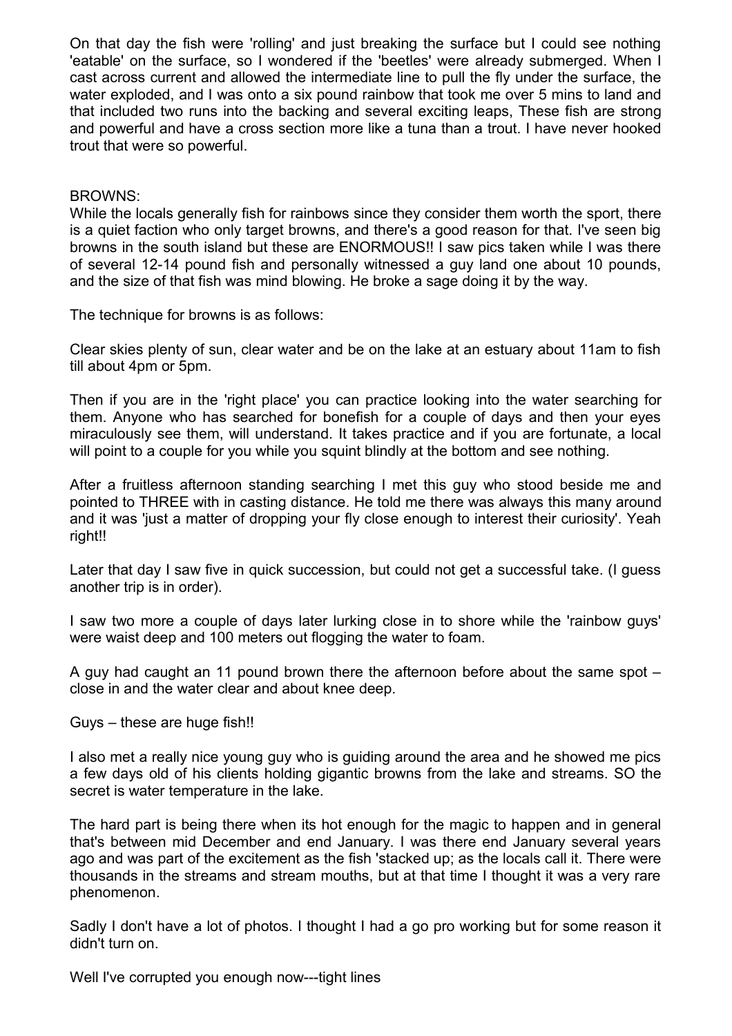On that day the fish were 'rolling' and just breaking the surface but I could see nothing 'eatable' on the surface, so I wondered if the 'beetles' were already submerged. When I cast across current and allowed the intermediate line to pull the fly under the surface, the water exploded, and I was onto a six pound rainbow that took me over 5 mins to land and that included two runs into the backing and several exciting leaps, These fish are strong and powerful and have a cross section more like a tuna than a trout. I have never hooked trout that were so powerful.

BROWNS:

While the locals generally fish for rainbows since they consider them worth the sport, there is a quiet faction who only target browns, and there's a good reason for that. I've seen big browns in the south island but these are ENORMOUS!! I saw pics taken while I was there of several 12-14 pound fish and personally witnessed a guy land one about 10 pounds, and the size of that fish was mind blowing. He broke a sage doing it by the way.

The technique for browns is as follows:

Clear skies plenty of sun, clear water and be on the lake at an estuary about 11am to fish till about 4pm or 5pm.

Then if you are in the 'right place' you can practice looking into the water searching for them. Anyone who has searched for bonefish for a couple of days and then your eyes miraculously see them, will understand. It takes practice and if you are fortunate, a local will point to a couple for you while you squint blindly at the bottom and see nothing.

After a fruitless afternoon standing searching I met this guy who stood beside me and pointed to THREE with in casting distance. He told me there was always this many around and it was 'just a matter of dropping your fly close enough to interest their curiosity'. Yeah right!!

Later that day I saw five in quick succession, but could not get a successful take. (I guess another trip is in order).

I saw two more a couple of days later lurking close in to shore while the 'rainbow guys' were waist deep and 100 meters out flogging the water to foam.

A guy had caught an 11 pound brown there the afternoon before about the same spot – close in and the water clear and about knee deep.

Guys – these are huge fish!!

I also met a really nice young guy who is guiding around the area and he showed me pics a few days old of his clients holding gigantic browns from the lake and streams. SO the secret is water temperature in the lake.

The hard part is being there when its hot enough for the magic to happen and in general that's between mid December and end January. I was there end January several years ago and was part of the excitement as the fish 'stacked up; as the locals call it. There were thousands in the streams and stream mouths, but at that time I thought it was a very rare phenomenon.

Sadly I don't have a lot of photos. I thought I had a go pro working but for some reason it didn't turn on.

Well I've corrupted you enough now---tight lines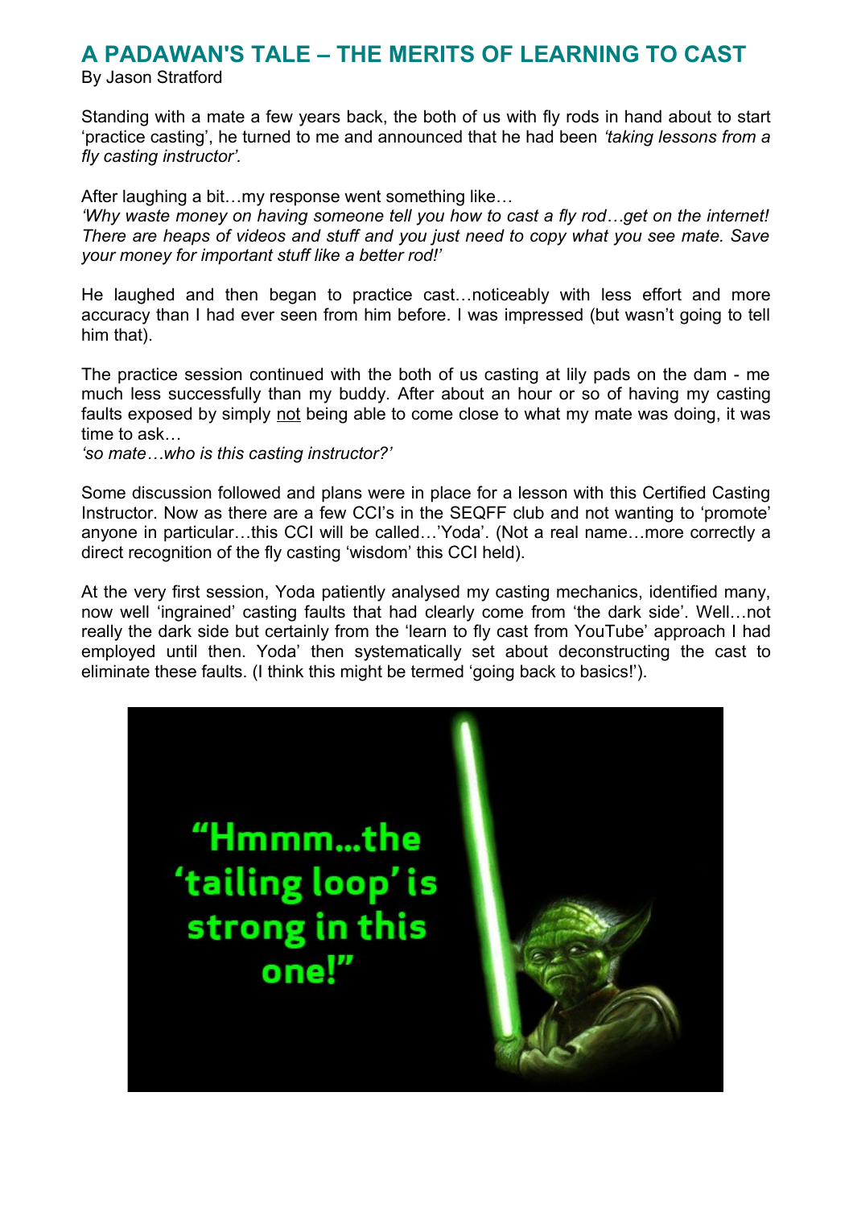# A PADAWAN'S TALE – THE MERITS OF LEARNING TO CAST

By Jason Stratford

Standing with a mate a few years back, the both of us with fly rods in hand about to start 'practice casting', he turned to me and announced that he had been *'taking lessons from a fly casting instructor'.*

After laughing a bit…my response went something like…
*'Why waste money on having someone tell you how to cast a fly rod…get on the internet! There are heaps of videos and stuff and you just need to copy what you see mate. Save your money for important stuff like a better rod!'*

He laughed and then began to practice cast…noticeably with less effort and more accuracy than I had ever seen from him before. I was impressed (but wasn't going to tell him that).

The practice session continued with the both of us casting at lily pads on the dam - me much less successfully than my buddy. After about an hour or so of having my casting faults exposed by simply not being able to come close to what my mate was doing, it was time to ask…
*'so mate…who is this casting instructor?'*

Some discussion followed and plans were in place for a lesson with this Certified Casting Instructor. Now as there are a few CCI's in the SEQFF club and not wanting to 'promote' anyone in particular…this CCI will be called…'Yoda'. (Not a real name…more correctly a direct recognition of the fly casting 'wisdom' this CCI held).

At the very first session, Yoda patiently analysed my casting mechanics, identified many, now well 'ingrained' casting faults that had clearly come from 'the dark side'. Well…not really the dark side but certainly from the 'learn to fly cast from YouTube' approach I had employed until then. Yoda' then systematically set about deconstructing the cast to eliminate these faults. (I think this might be termed 'going back to basics!').

"Hmmm…the 'tailing loop' is strong in this one!"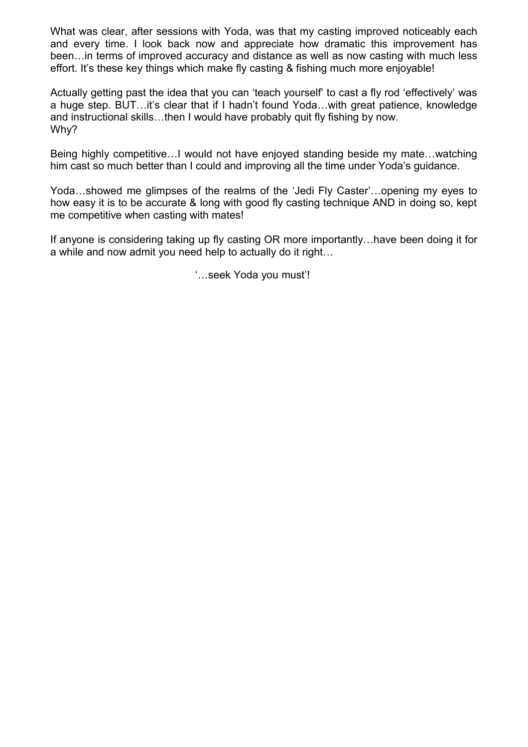What was clear, after sessions with Yoda, was that my casting improved noticeably each and every time. I look back now and appreciate how dramatic this improvement has been…in terms of improved accuracy and distance as well as now casting with much less effort. It's these key things which make fly casting & fishing much more enjoyable!

Actually getting past the idea that you can 'teach yourself' to cast a fly rod 'effectively' was a huge step. BUT…it's clear that if I hadn't found Yoda…with great patience, knowledge and instructional skills…then I would have probably quit fly fishing by now.
Why?

Being highly competitive…I would not have enjoyed standing beside my mate…watching him cast so much better than I could and improving all the time under Yoda's guidance.

Yoda…showed me glimpses of the realms of the 'Jedi Fly Caster'…opening my eyes to how easy it is to be accurate & long with good fly casting technique AND in doing so, kept me competitive when casting with mates!

If anyone is considering taking up fly casting OR more importantly…have been doing it for a while and now admit you need help to actually do it right…

'…seek Yoda you must'!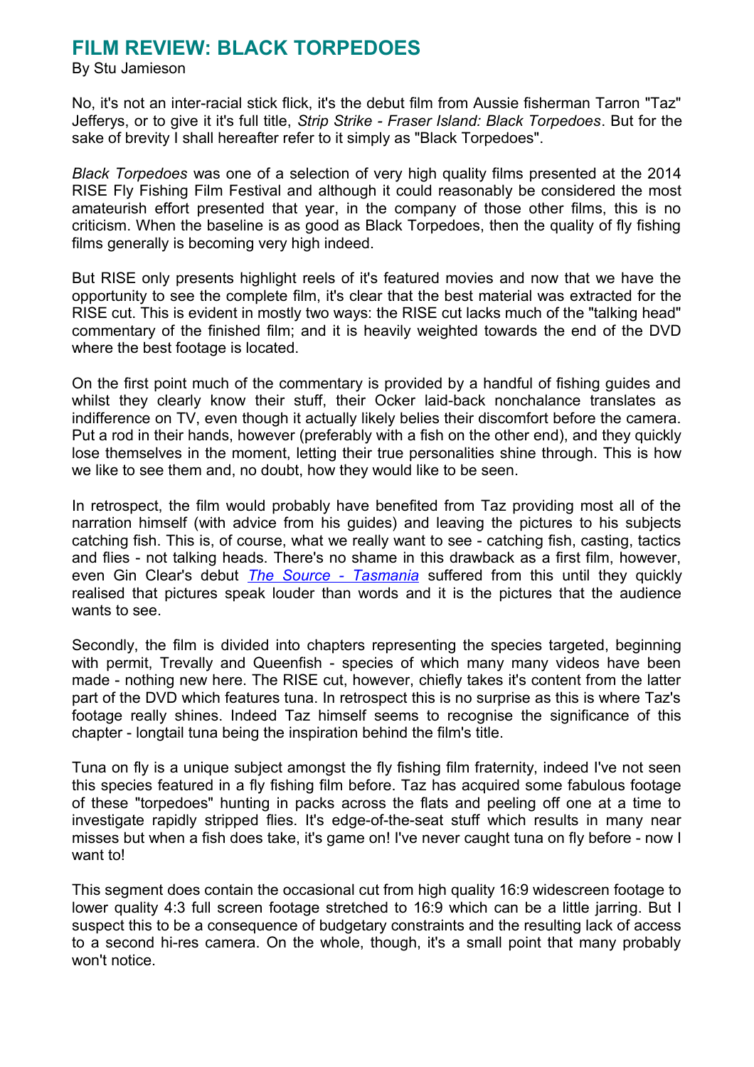# FILM REVIEW: BLACK TORPEDOES

By Stu Jamieson

No, it's not an inter-racial stick flick, it's the debut film from Aussie fisherman Tarron "Taz" Jefferys, or to give it it's full title, *Strip Strike - Fraser Island: Black Torpedoes*. But for the sake of brevity I shall hereafter refer to it simply as "Black Torpedoes".

*Black Torpedoes* was one of a selection of very high quality films presented at the 2014 RISE Fly Fishing Film Festival and although it could reasonably be considered the most amateurish effort presented that year, in the company of those other films, this is no criticism. When the baseline is as good as Black Torpedoes, then the quality of fly fishing films generally is becoming very high indeed.

But RISE only presents highlight reels of it's featured movies and now that we have the opportunity to see the complete film, it's clear that the best material was extracted for the RISE cut. This is evident in mostly two ways: the RISE cut lacks much of the "talking head" commentary of the finished film; and it is heavily weighted towards the end of the DVD where the best footage is located.

On the first point much of the commentary is provided by a handful of fishing guides and whilst they clearly know their stuff, their Ocker laid-back nonchalance translates as indifference on TV, even though it actually likely belies their discomfort before the camera. Put a rod in their hands, however (preferably with a fish on the other end), and they quickly lose themselves in the moment, letting their true personalities shine through. This is how we like to see them and, no doubt, how they would like to be seen.

In retrospect, the film would probably have benefited from Taz providing most all of the narration himself (with advice from his guides) and leaving the pictures to his subjects catching fish. This is, of course, what we really want to see - catching fish, casting, tactics and flies - not talking heads. There's no shame in this drawback as a first film, however, even Gin Clear's debut *The Source - Tasmania* suffered from this until they quickly realised that pictures speak louder than words and it is the pictures that the audience wants to see.

Secondly, the film is divided into chapters representing the species targeted, beginning with permit, Trevally and Queenfish - species of which many many videos have been made - nothing new here. The RISE cut, however, chiefly takes it's content from the latter part of the DVD which features tuna. In retrospect this is no surprise as this is where Taz's footage really shines. Indeed Taz himself seems to recognise the significance of this chapter - longtail tuna being the inspiration behind the film's title.

Tuna on fly is a unique subject amongst the fly fishing film fraternity, indeed I've not seen this species featured in a fly fishing film before. Taz has acquired some fabulous footage of these "torpedoes" hunting in packs across the flats and peeling off one at a time to investigate rapidly stripped flies. It's edge-of-the-seat stuff which results in many near misses but when a fish does take, it's game on! I've never caught tuna on fly before - now I want to!

This segment does contain the occasional cut from high quality 16:9 widescreen footage to lower quality 4:3 full screen footage stretched to 16:9 which can be a little jarring. But I suspect this to be a consequence of budgetary constraints and the resulting lack of access to a second hi-res camera. On the whole, though, it's a small point that many probably won't notice.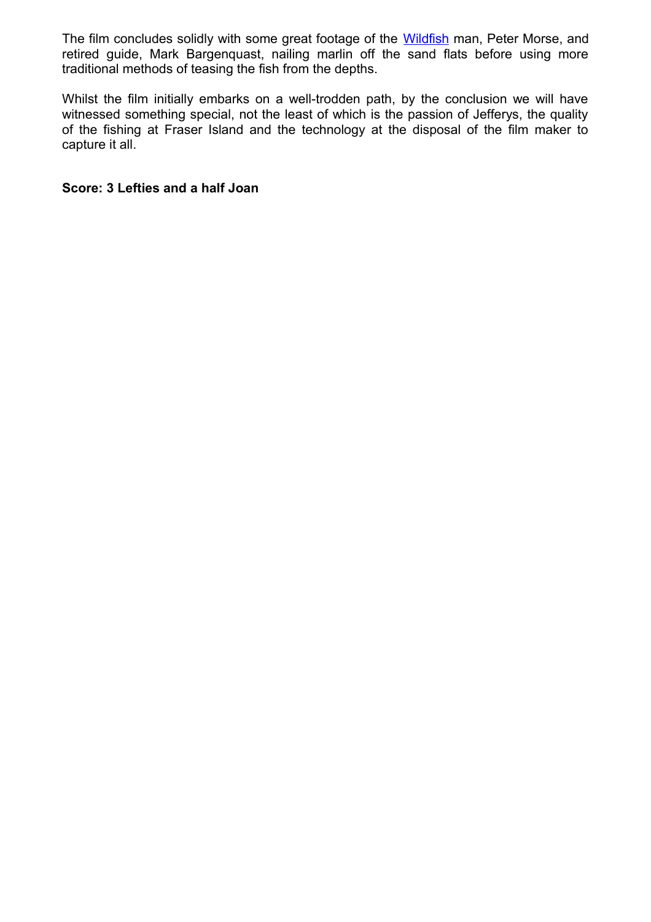The film concludes solidly with some great footage of the [Wildfish](Wildfish) man, Peter Morse, and retired guide, Mark Bargenquast, nailing marlin off the sand flats before using more traditional methods of teasing the fish from the depths.

Whilst the film initially embarks on a well-trodden path, by the conclusion we will have witnessed something special, not the least of which is the passion of Jefferys, the quality of the fishing at Fraser Island and the technology at the disposal of the film maker to capture it all.

**Score: 3 Lefties and a half Joan**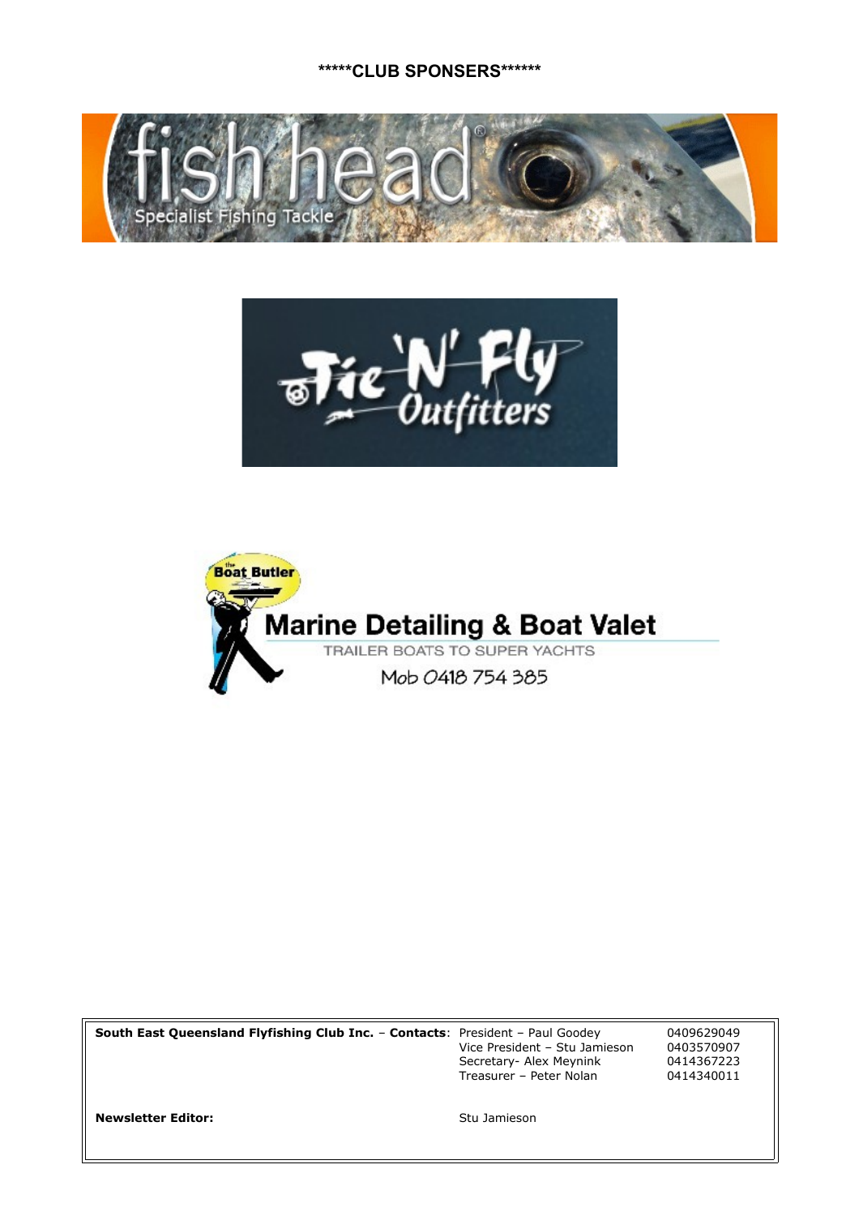**\*\*\*\*\*CLUB SPONSERS\*\*\*\*\*\***

fish head

Specialist Fishing Tackle

Tie 'N' Fly Outfitters

the Boat Butler

Marine Detailing & Boat Valet

TRAILER BOATS TO SUPER YACHTS

Mob 0418 754 385

| | | |
|---|---|---|
| **South East Queensland Flyfishing Club Inc. – Contacts**: | President – Paul Goodey | 0409629049 |
| | Vice President – Stu Jamieson | 0403570907 |
| | Secretary- Alex Meynink | 0414367223 |
| | Treasurer – Peter Nolan | 0414340011 |
| **Newsletter Editor:** | Stu Jamieson | |